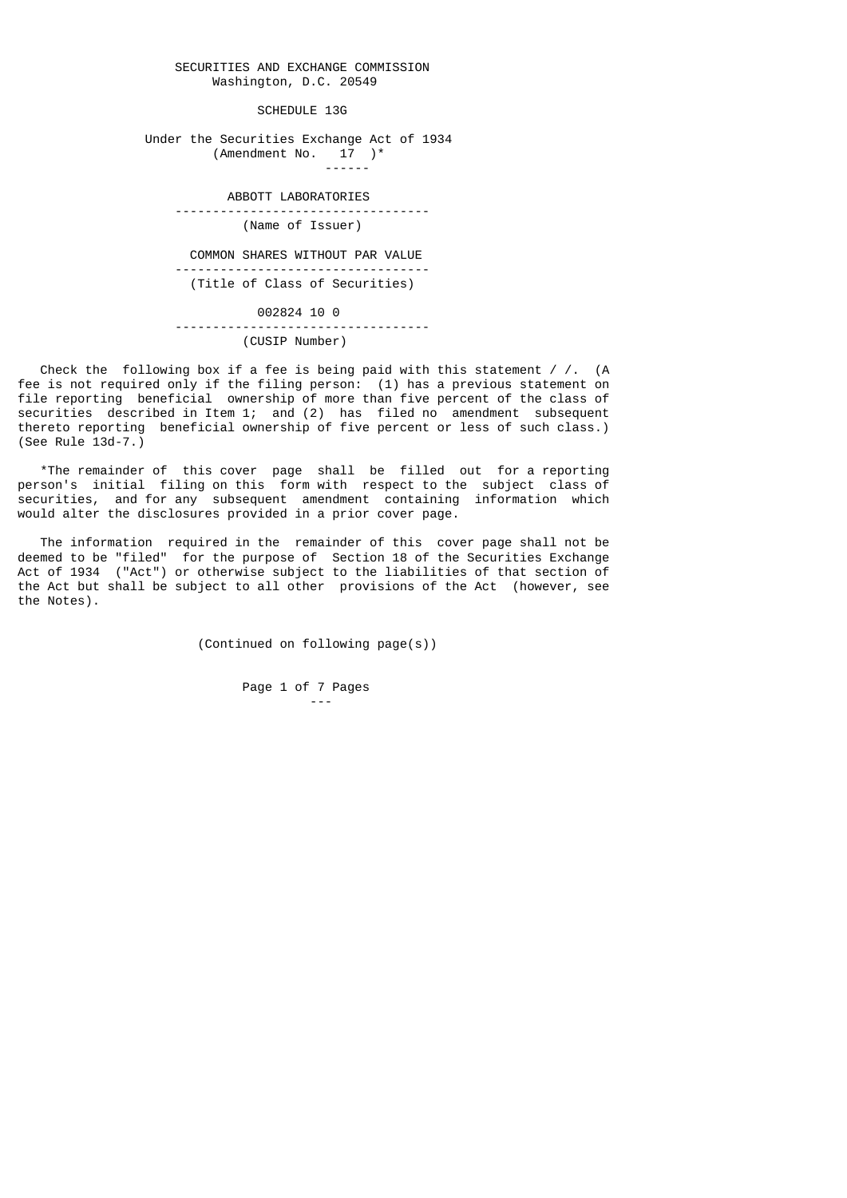SECURITIES AND EXCHANGE COMMISSION
Washington, D.C. 20549

# SCHEDULE 13G

Under the Securities Exchange Act of 1934
(Amendment No. 17 )*

**ABBOTT LABORATORIES**
(Name of Issuer)

**COMMON SHARES WITHOUT PAR VALUE**
(Title of Class of Securities)

**002824 10 0**
(CUSIP Number)

Check the following box if a fee is being paid with this statement / /. (A fee is not required only if the filing person: (1) has a previous statement on file reporting beneficial ownership of more than five percent of the class of securities described in Item 1; and (2) has filed no amendment subsequent thereto reporting beneficial ownership of five percent or less of such class.) (See Rule 13d-7.)

*The remainder of this cover page shall be filled out for a reporting person's initial filing on this form with respect to the subject class of securities, and for any subsequent amendment containing information which would alter the disclosures provided in a prior cover page.

The information required in the remainder of this cover page shall not be deemed to be "filed" for the purpose of Section 18 of the Securities Exchange Act of 1934 ("Act") or otherwise subject to the liabilities of that section of the Act but shall be subject to all other provisions of the Act (however, see the Notes).

(Continued on following page(s))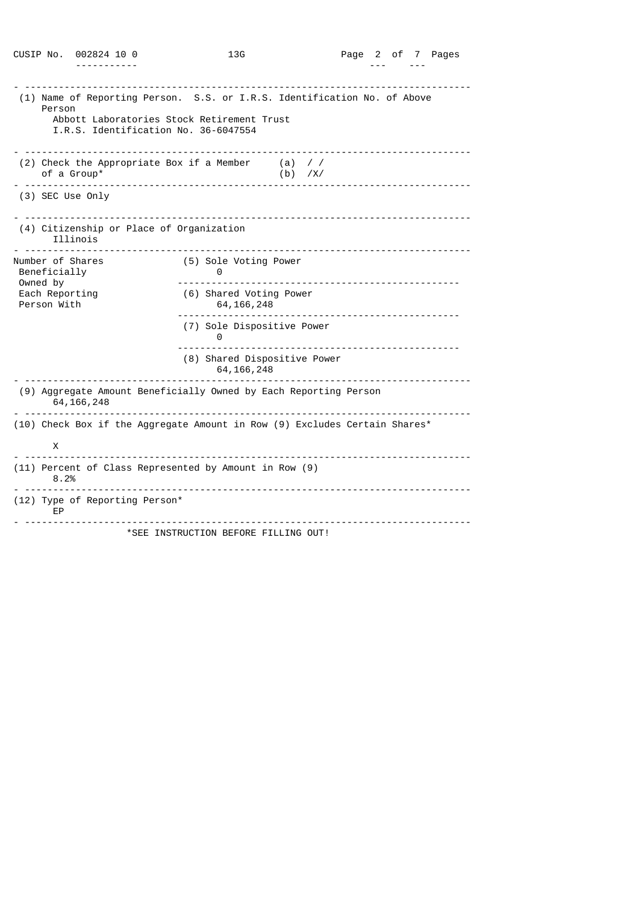CUSIP No. 002824 10 0 13G

| | |
|---|---|
| (1) Name of Reporting Person. S.S. or I.R.S. Identification No. of Above Person | Abbott Laboratories Stock Retirement Trust<br>I.R.S. Identification No. 36-6047554 |
| (2) Check the Appropriate Box if a Member of a Group* | (a) / /<br>(b) /X/ |
| (3) SEC Use Only | |
| (4) Citizenship or Place of Organization | Illinois |
| Number of Shares Beneficially Owned by Each Reporting Person With: (5) Sole Voting Power | 0 |
| (6) Shared Voting Power | 64,166,248 |
| (7) Sole Dispositive Power | 0 |
| (8) Shared Dispositive Power | 64,166,248 |
| (9) Aggregate Amount Beneficially Owned by Each Reporting Person | 64,166,248 |
| (10) Check Box if the Aggregate Amount in Row (9) Excludes Certain Shares* | X |
| (11) Percent of Class Represented by Amount in Row (9) | 8.2% |
| (12) Type of Reporting Person* | EP |

*SEE INSTRUCTION BEFORE FILLING OUT!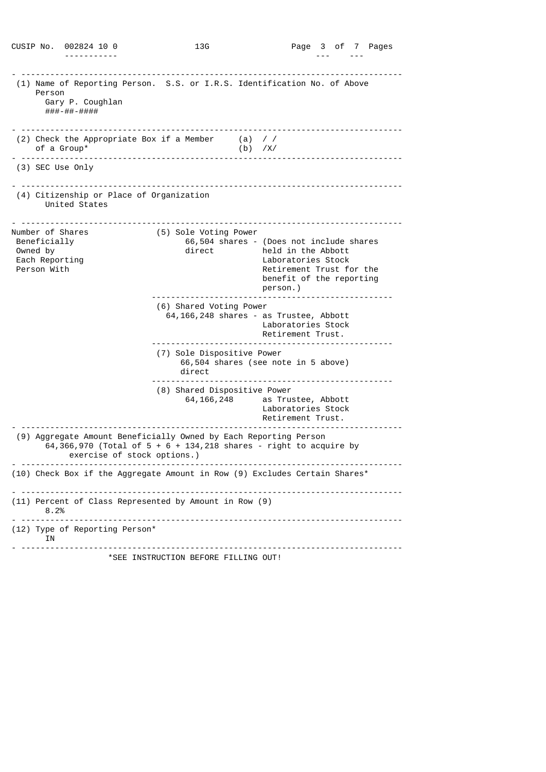CUSIP No. 002824 10 0 13G

| | |
|---|---|
| (1) Name of Reporting Person. S.S. or I.R.S. Identification No. of Above Person<br>Gary P. Coughlan<br>###-##-#### | |
| (2) Check the Appropriate Box if a Member of a Group* | (a) / /<br>(b) /X/ |
| (3) SEC Use Only | |
| (4) Citizenship or Place of Organization<br>United States | |

| Number of Shares Beneficially Owned by Each Reporting Person With | |
|---|---|
| | (5) Sole Voting Power<br>66,504 shares - direct (Does not include shares held in the Abbott Laboratories Stock Retirement Trust for the benefit of the reporting person.) |
| | (6) Shared Voting Power<br>64,166,248 shares - as Trustee, Abbott Laboratories Stock Retirement Trust. |
| | (7) Sole Dispositive Power<br>66,504 shares (see note in 5 above) direct |
| | (8) Shared Dispositive Power<br>64,166,248 as Trustee, Abbott Laboratories Stock Retirement Trust. |

| |
|---|
| (9) Aggregate Amount Beneficially Owned by Each Reporting Person<br>64,366,970 (Total of 5 + 6 + 134,218 shares - right to acquire by exercise of stock options.) |
| (10) Check Box if the Aggregate Amount in Row (9) Excludes Certain Shares* |
| (11) Percent of Class Represented by Amount in Row (9)<br>8.2% |
| (12) Type of Reporting Person*<br>IN |

*SEE INSTRUCTION BEFORE FILLING OUT!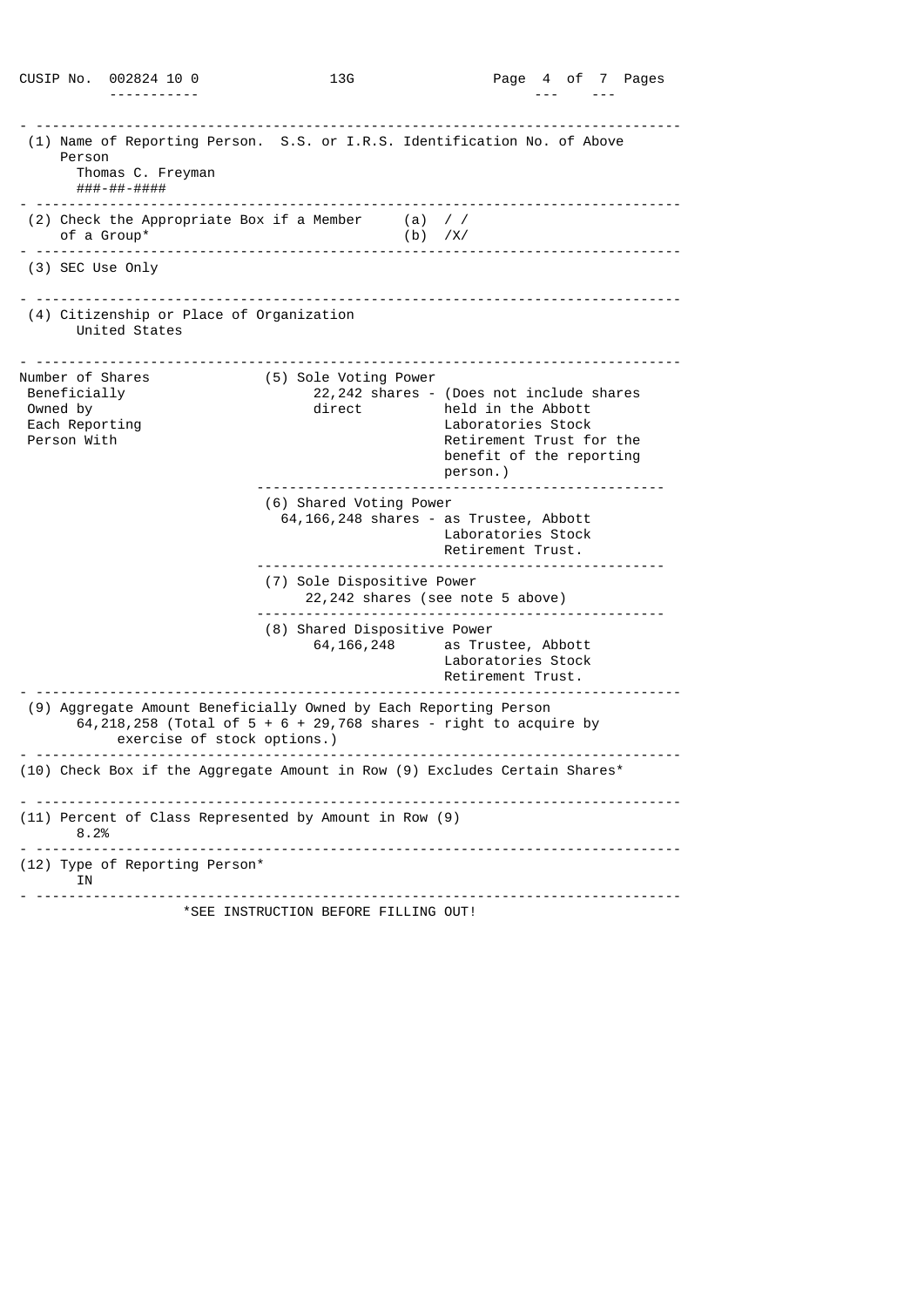CUSIP No. 002824 10 0 13G

(1) Name of Reporting Person. S.S. or I.R.S. Identification No. of Above Person
Thomas C. Freyman
###-##-####

(2) Check the Appropriate Box if a Member of a Group*
(a) / /
(b) /X/

(3) SEC Use Only

(4) Citizenship or Place of Organization
United States

| Number of Shares Beneficially Owned by Each Reporting Person With | |
|---|---|
| | (5) Sole Voting Power<br>22,242 shares - direct (Does not include shares held in the Abbott Laboratories Stock Retirement Trust for the benefit of the reporting person.) |
| | (6) Shared Voting Power<br>64,166,248 shares - as Trustee, Abbott Laboratories Stock Retirement Trust. |
| | (7) Sole Dispositive Power<br>22,242 shares (see note 5 above) |
| | (8) Shared Dispositive Power<br>64,166,248 as Trustee, Abbott Laboratories Stock Retirement Trust. |

(9) Aggregate Amount Beneficially Owned by Each Reporting Person
64,218,258 (Total of 5 + 6 + 29,768 shares - right to acquire by exercise of stock options.)

(10) Check Box if the Aggregate Amount in Row (9) Excludes Certain Shares*

(11) Percent of Class Represented by Amount in Row (9)
8.2%

(12) Type of Reporting Person*
IN

*SEE INSTRUCTION BEFORE FILLING OUT!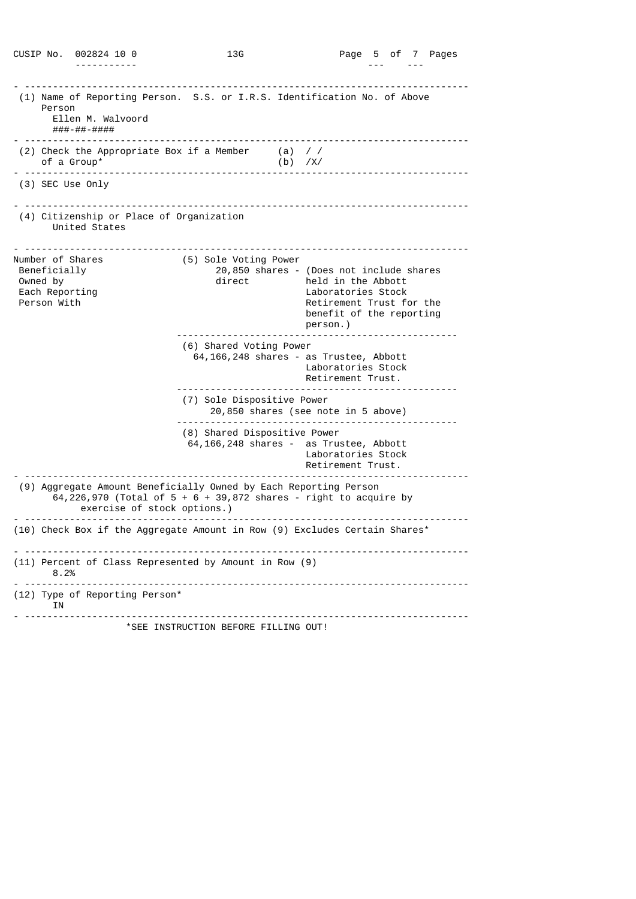CUSIP No. 002824 10 0 13G

(1) Name of Reporting Person. S.S. or I.R.S. Identification No. of Above Person
Ellen M. Walvoord
###-##-####

(2) Check the Appropriate Box if a Member of a Group*
(a) / /
(b) /X/

(3) SEC Use Only

(4) Citizenship or Place of Organization
United States

| Number of Shares Beneficially Owned by Each Reporting Person With | |
|---|---|
| | (5) Sole Voting Power<br>20,850 shares - direct (Does not include shares held in the Abbott Laboratories Stock Retirement Trust for the benefit of the reporting person.) |
| | (6) Shared Voting Power<br>64,166,248 shares - as Trustee, Abbott Laboratories Stock Retirement Trust. |
| | (7) Sole Dispositive Power<br>20,850 shares (see note in 5 above) |
| | (8) Shared Dispositive Power<br>64,166,248 shares - as Trustee, Abbott Laboratories Stock Retirement Trust. |

(9) Aggregate Amount Beneficially Owned by Each Reporting Person
64,226,970 (Total of 5 + 6 + 39,872 shares - right to acquire by exercise of stock options.)

(10) Check Box if the Aggregate Amount in Row (9) Excludes Certain Shares*

(11) Percent of Class Represented by Amount in Row (9)
8.2%

(12) Type of Reporting Person*
IN

*SEE INSTRUCTION BEFORE FILLING OUT!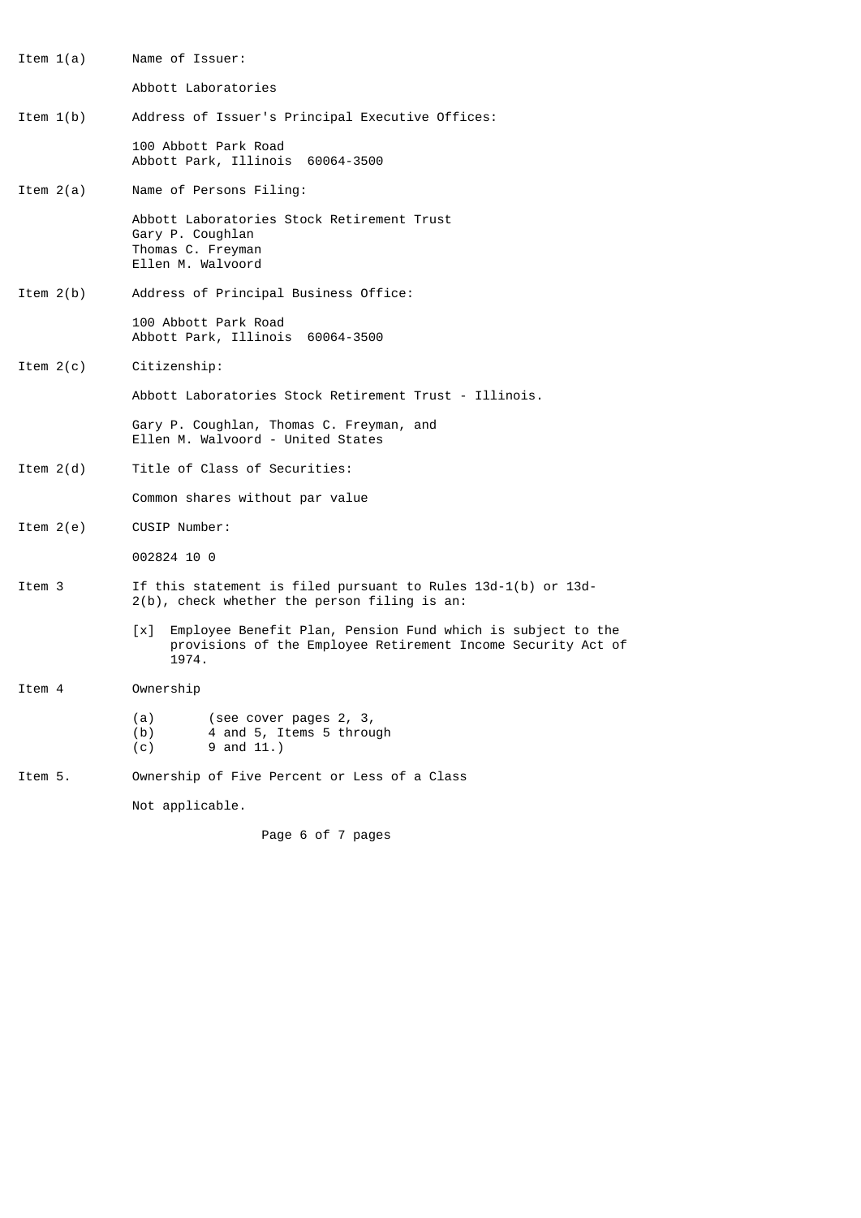Item 1(a) Name of Issuer:

Abbott Laboratories

Item 1(b) Address of Issuer's Principal Executive Offices:

100 Abbott Park Road
Abbott Park, Illinois 60064-3500

Item 2(a) Name of Persons Filing:

Abbott Laboratories Stock Retirement Trust
Gary P. Coughlan
Thomas C. Freyman
Ellen M. Walvoord

Item 2(b) Address of Principal Business Office:

100 Abbott Park Road
Abbott Park, Illinois 60064-3500

Item 2(c) Citizenship:

Abbott Laboratories Stock Retirement Trust - Illinois.

Gary P. Coughlan, Thomas C. Freyman, and
Ellen M. Walvoord - United States

Item 2(d) Title of Class of Securities:

Common shares without par value

Item 2(e) CUSIP Number:

002824 10 0

Item 3 If this statement is filed pursuant to Rules 13d-1(b) or 13d-2(b), check whether the person filing is an:

[x] Employee Benefit Plan, Pension Fund which is subject to the provisions of the Employee Retirement Income Security Act of 1974.

Item 4 Ownership

(a) (see cover pages 2, 3,
(b) 4 and 5, Items 5 through
(c) 9 and 11.)

Item 5. Ownership of Five Percent or Less of a Class

Not applicable.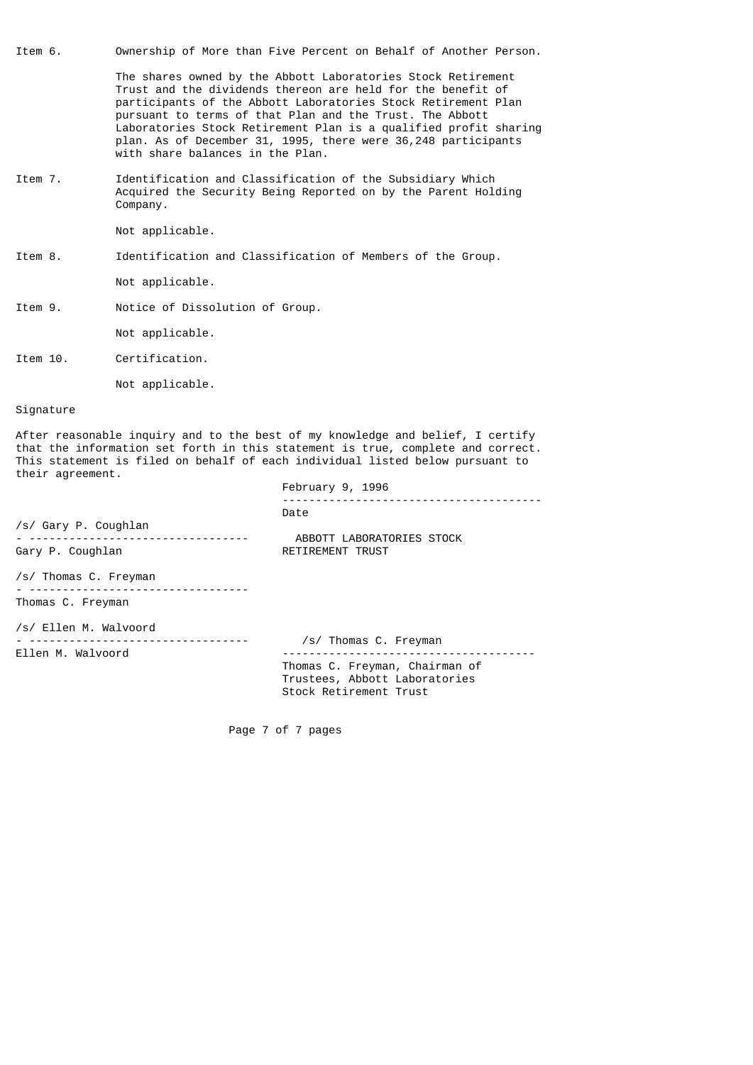Item 6. Ownership of More than Five Percent on Behalf of Another Person.

The shares owned by the Abbott Laboratories Stock Retirement Trust and the dividends thereon are held for the benefit of participants of the Abbott Laboratories Stock Retirement Plan pursuant to terms of that Plan and the Trust. The Abbott Laboratories Stock Retirement Plan is a qualified profit sharing plan. As of December 31, 1995, there were 36,248 participants with share balances in the Plan.

Item 7. Identification and Classification of the Subsidiary Which Acquired the Security Being Reported on by the Parent Holding Company.

Not applicable.

Item 8. Identification and Classification of Members of the Group.

Not applicable.

Item 9. Notice of Dissolution of Group.

Not applicable.

Item 10. Certification.

Not applicable.

Signature

After reasonable inquiry and to the best of my knowledge and belief, I certify that the information set forth in this statement is true, complete and correct. This statement is filed on behalf of each individual listed below pursuant to their agreement.

February 9, 1996

Date

/s/ Gary P. Coughlan

Gary P. Coughlan

ABBOTT LABORATORIES STOCK RETIREMENT TRUST

/s/ Thomas C. Freyman

Thomas C. Freyman

/s/ Ellen M. Walvoord

Ellen M. Walvoord

/s/ Thomas C. Freyman

Thomas C. Freyman, Chairman of Trustees, Abbott Laboratories Stock Retirement Trust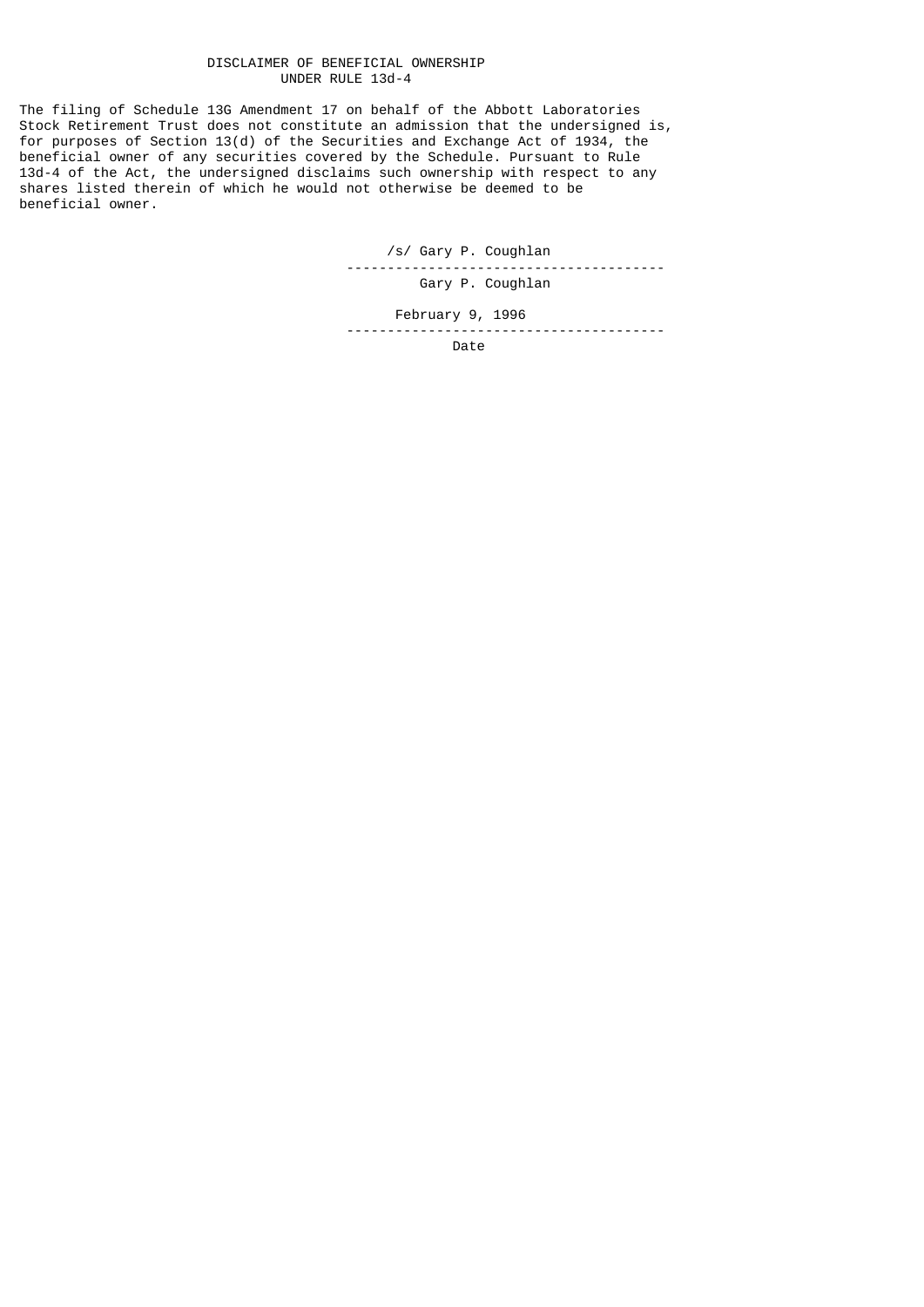# DISCLAIMER OF BENEFICIAL OWNERSHIP UNDER RULE 13d-4

The filing of Schedule 13G Amendment 17 on behalf of the Abbott Laboratories Stock Retirement Trust does not constitute an admission that the undersigned is, for purposes of Section 13(d) of the Securities and Exchange Act of 1934, the beneficial owner of any securities covered by the Schedule. Pursuant to Rule 13d-4 of the Act, the undersigned disclaims such ownership with respect to any shares listed therein of which he would not otherwise be deemed to be beneficial owner.

/s/ Gary P. Coughlan

---

Gary P. Coughlan

February 9, 1996

---

Date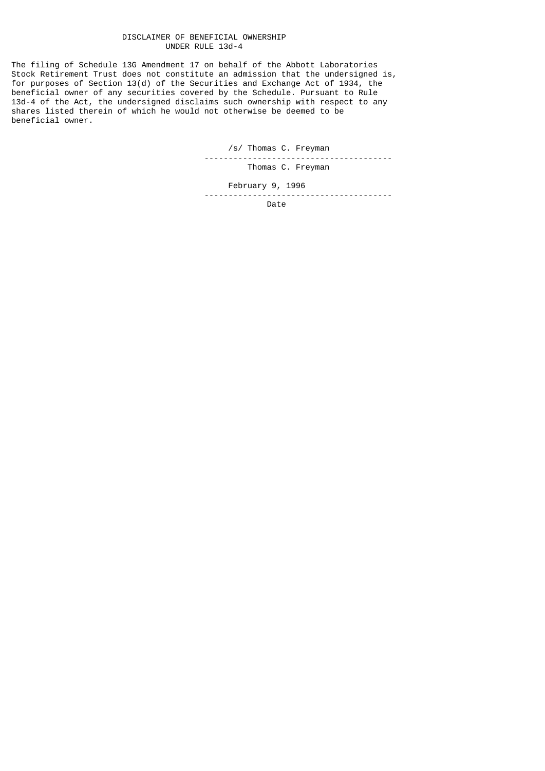# DISCLAIMER OF BENEFICIAL OWNERSHIP UNDER RULE 13d-4

The filing of Schedule 13G Amendment 17 on behalf of the Abbott Laboratories Stock Retirement Trust does not constitute an admission that the undersigned is, for purposes of Section 13(d) of the Securities and Exchange Act of 1934, the beneficial owner of any securities covered by the Schedule. Pursuant to Rule 13d-4 of the Act, the undersigned disclaims such ownership with respect to any shares listed therein of which he would not otherwise be deemed to be beneficial owner.

/s/ Thomas C. Freyman

---------------------------------------

Thomas C. Freyman

February 9, 1996

---------------------------------------

Date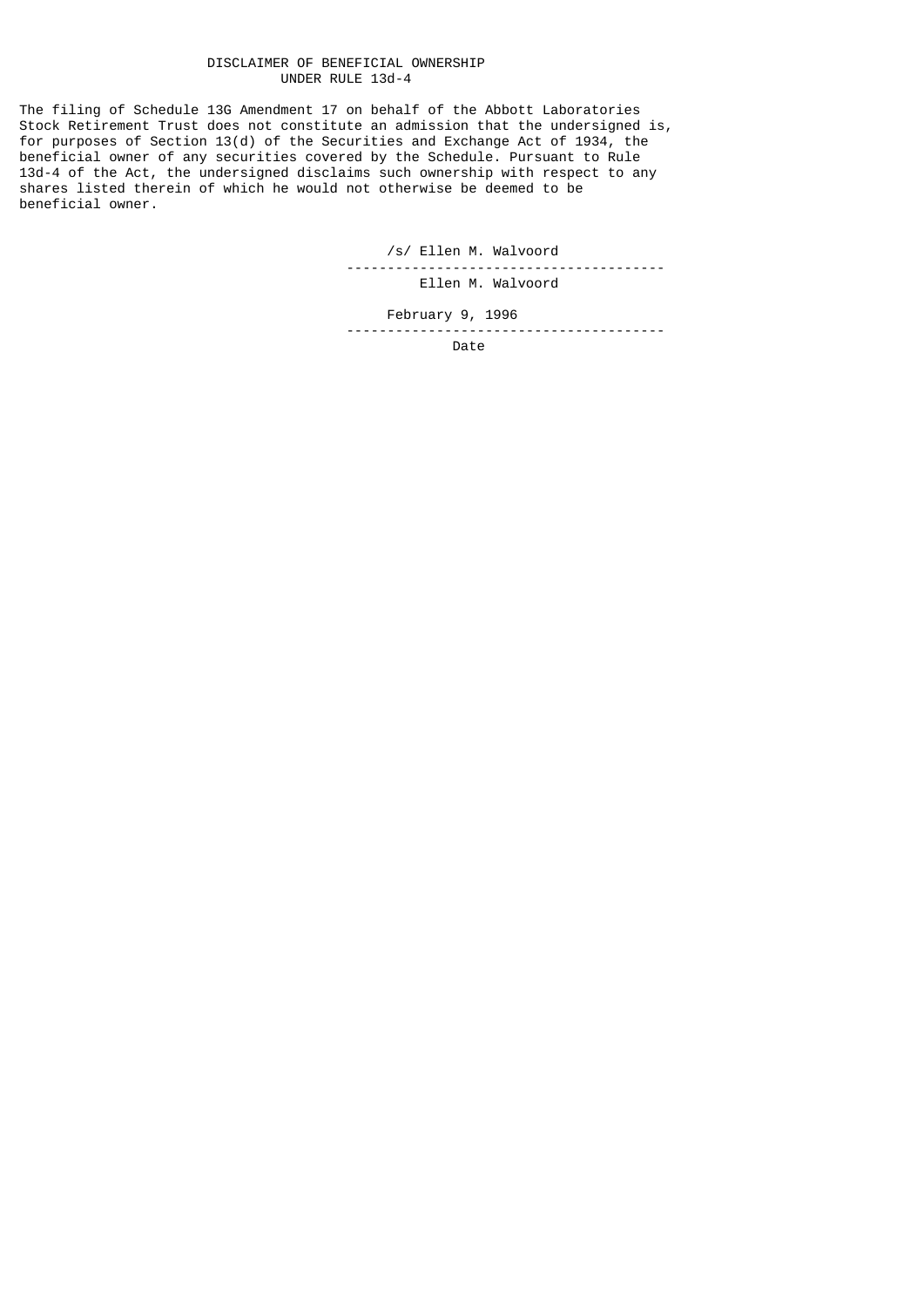# DISCLAIMER OF BENEFICIAL OWNERSHIP UNDER RULE 13d-4

The filing of Schedule 13G Amendment 17 on behalf of the Abbott Laboratories Stock Retirement Trust does not constitute an admission that the undersigned is, for purposes of Section 13(d) of the Securities and Exchange Act of 1934, the beneficial owner of any securities covered by the Schedule. Pursuant to Rule 13d-4 of the Act, the undersigned disclaims such ownership with respect to any shares listed therein of which he would not otherwise be deemed to be beneficial owner.

/s/ Ellen M. Walvoord

---------------------------------------

Ellen M. Walvoord

February 9, 1996

---------------------------------------

Date